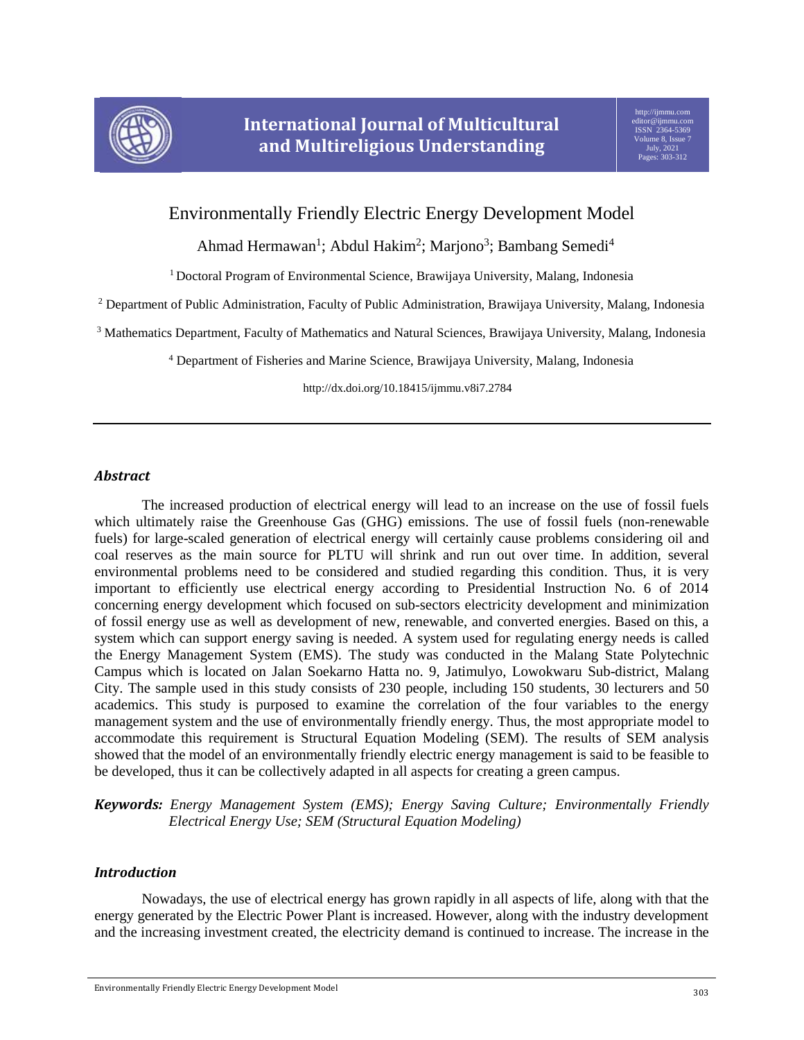# Environmentally Friendly Electric Energy Development Model

Ahmad Hermawan[1]; Abdul Hakim[2]; Marjono[3]; Bambang Semedi[4]

[1] Doctoral Program of Environmental Science, Brawijaya University, Malang, Indonesia

[2] Department of Public Administration, Faculty of Public Administration, Brawijaya University, Malang, Indonesia

[3] Mathematics Department, Faculty of Mathematics and Natural Sciences, Brawijaya University, Malang, Indonesia

[4] Department of Fisheries and Marine Science, Brawijaya University, Malang, Indonesia

http://dx.doi.org/10.18415/ijmmu.v8i7.2784

## *Abstract*

The increased production of electrical energy will lead to an increase on the use of fossil fuels which ultimately raise the Greenhouse Gas (GHG) emissions. The use of fossil fuels (non-renewable fuels) for large-scaled generation of electrical energy will certainly cause problems considering oil and coal reserves as the main source for PLTU will shrink and run out over time. In addition, several environmental problems need to be considered and studied regarding this condition. Thus, it is very important to efficiently use electrical energy according to Presidential Instruction No. 6 of 2014 concerning energy development which focused on sub-sectors electricity development and minimization of fossil energy use as well as development of new, renewable, and converted energies. Based on this, a system which can support energy saving is needed. A system used for regulating energy needs is called the Energy Management System (EMS). The study was conducted in the Malang State Polytechnic Campus which is located on Jalan Soekarno Hatta no. 9, Jatimulyo, Lowokwaru Sub-district, Malang City. The sample used in this study consists of 230 people, including 150 students, 30 lecturers and 50 academics. This study is purposed to examine the correlation of the four variables to the energy management system and the use of environmentally friendly energy. Thus, the most appropriate model to accommodate this requirement is Structural Equation Modeling (SEM). The results of SEM analysis showed that the model of an environmentally friendly electric energy management is said to be feasible to be developed, thus it can be collectively adapted in all aspects for creating a green campus.

***Keywords:*** *Energy Management System (EMS); Energy Saving Culture; Environmentally Friendly Electrical Energy Use; SEM (Structural Equation Modeling)*

## *Introduction*

Nowadays, the use of electrical energy has grown rapidly in all aspects of life, along with that the energy generated by the Electric Power Plant is increased. However, along with the industry development and the increasing investment created, the electricity demand is continued to increase. The increase in the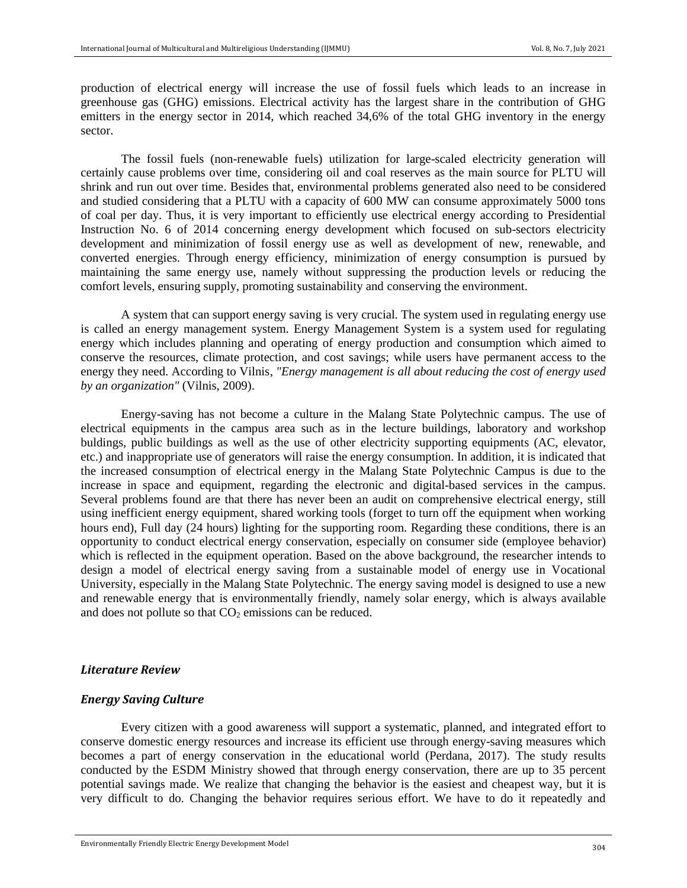production of electrical energy will increase the use of fossil fuels which leads to an increase in greenhouse gas (GHG) emissions. Electrical activity has the largest share in the contribution of GHG emitters in the energy sector in 2014, which reached 34,6% of the total GHG inventory in the energy sector.

The fossil fuels (non-renewable fuels) utilization for large-scaled electricity generation will certainly cause problems over time, considering oil and coal reserves as the main source for PLTU will shrink and run out over time. Besides that, environmental problems generated also need to be considered and studied considering that a PLTU with a capacity of 600 MW can consume approximately 5000 tons of coal per day. Thus, it is very important to efficiently use electrical energy according to Presidential Instruction No. 6 of 2014 concerning energy development which focused on sub-sectors electricity development and minimization of fossil energy use as well as development of new, renewable, and converted energies. Through energy efficiency, minimization of energy consumption is pursued by maintaining the same energy use, namely without suppressing the production levels or reducing the comfort levels, ensuring supply, promoting sustainability and conserving the environment.

A system that can support energy saving is very crucial. The system used in regulating energy use is called an energy management system. Energy Management System is a system used for regulating energy which includes planning and operating of energy production and consumption which aimed to conserve the resources, climate protection, and cost savings; while users have permanent access to the energy they need. According to Vilnis, *"Energy management is all about reducing the cost of energy used by an organization"* (Vilnis, 2009).

Energy-saving has not become a culture in the Malang State Polytechnic campus. The use of electrical equipments in the campus area such as in the lecture buildings, laboratory and workshop buldings, public buildings as well as the use of other electricity supporting equipments (AC, elevator, etc.) and inappropriate use of generators will raise the energy consumption. In addition, it is indicated that the increased consumption of electrical energy in the Malang State Polytechnic Campus is due to the increase in space and equipment, regarding the electronic and digital-based services in the campus. Several problems found are that there has never been an audit on comprehensive electrical energy, still using inefficient energy equipment, shared working tools (forget to turn off the equipment when working hours end), Full day (24 hours) lighting for the supporting room. Regarding these conditions, there is an opportunity to conduct electrical energy conservation, especially on consumer side (employee behavior) which is reflected in the equipment operation. Based on the above background, the researcher intends to design a model of electrical energy saving from a sustainable model of energy use in Vocational University, especially in the Malang State Polytechnic. The energy saving model is designed to use a new and renewable energy that is environmentally friendly, namely solar energy, which is always available and does not pollute so that $CO_2$ emissions can be reduced.

## *Literature Review*

### *Energy Saving Culture*

Every citizen with a good awareness will support a systematic, planned, and integrated effort to conserve domestic energy resources and increase its efficient use through energy-saving measures which becomes a part of energy conservation in the educational world (Perdana, 2017). The study results conducted by the ESDM Ministry showed that through energy conservation, there are up to 35 percent potential savings made. We realize that changing the behavior is the easiest and cheapest way, but it is very difficult to do. Changing the behavior requires serious effort. We have to do it repeatedly and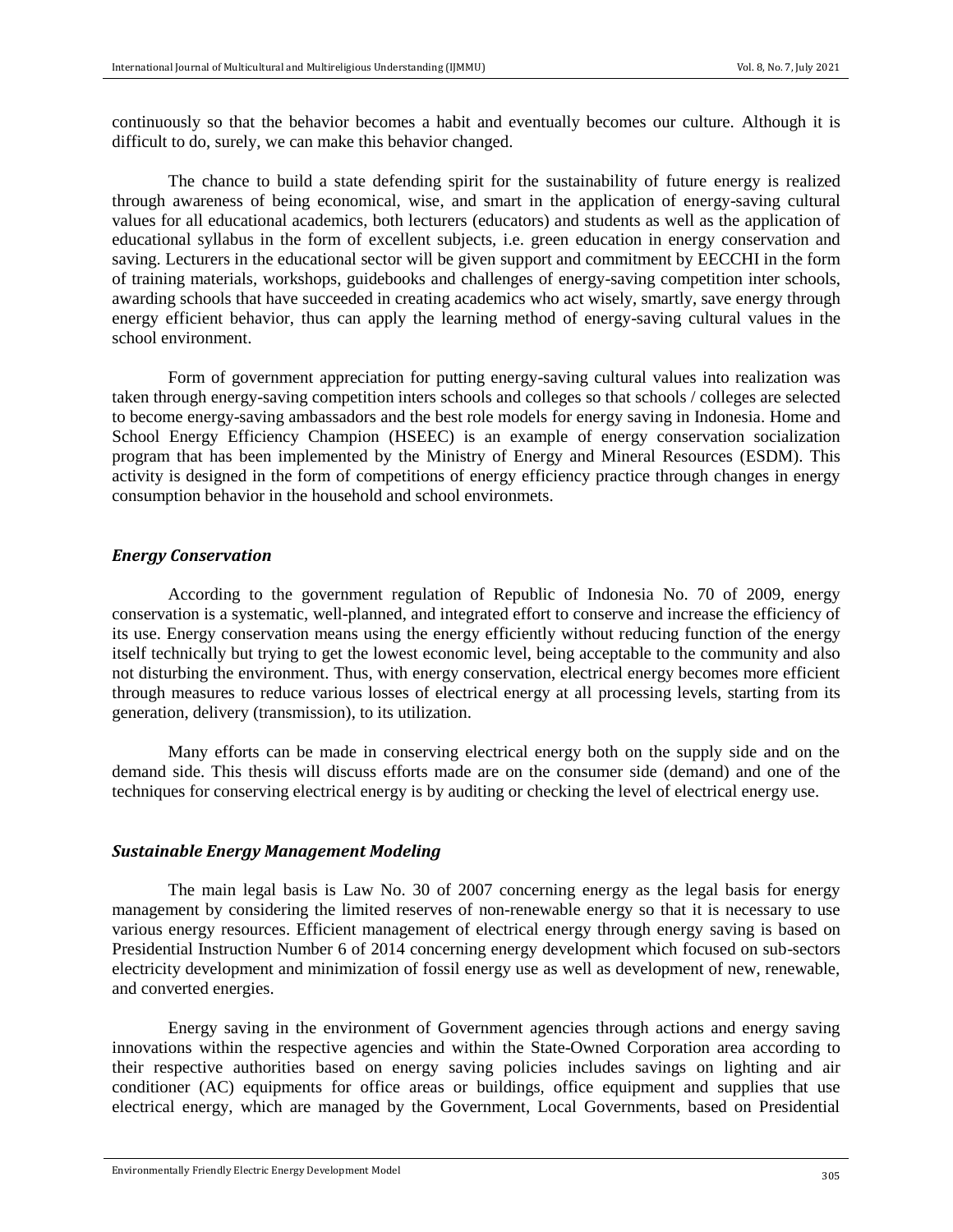continuously so that the behavior becomes a habit and eventually becomes our culture. Although it is difficult to do, surely, we can make this behavior changed.

The chance to build a state defending spirit for the sustainability of future energy is realized through awareness of being economical, wise, and smart in the application of energy-saving cultural values for all educational academics, both lecturers (educators) and students as well as the application of educational syllabus in the form of excellent subjects, i.e. green education in energy conservation and saving. Lecturers in the educational sector will be given support and commitment by EECCHI in the form of training materials, workshops, guidebooks and challenges of energy-saving competition inter schools, awarding schools that have succeeded in creating academics who act wisely, smartly, save energy through energy efficient behavior, thus can apply the learning method of energy-saving cultural values in the school environment.

Form of government appreciation for putting energy-saving cultural values into realization was taken through energy-saving competition inters schools and colleges so that schools / colleges are selected to become energy-saving ambassadors and the best role models for energy saving in Indonesia. Home and School Energy Efficiency Champion (HSEEC) is an example of energy conservation socialization program that has been implemented by the Ministry of Energy and Mineral Resources (ESDM). This activity is designed in the form of competitions of energy efficiency practice through changes in energy consumption behavior in the household and school environmets.

### *Energy Conservation*

According to the government regulation of Republic of Indonesia No. 70 of 2009, energy conservation is a systematic, well-planned, and integrated effort to conserve and increase the efficiency of its use. Energy conservation means using the energy efficiently without reducing function of the energy itself technically but trying to get the lowest economic level, being acceptable to the community and also not disturbing the environment. Thus, with energy conservation, electrical energy becomes more efficient through measures to reduce various losses of electrical energy at all processing levels, starting from its generation, delivery (transmission), to its utilization.

Many efforts can be made in conserving electrical energy both on the supply side and on the demand side. This thesis will discuss efforts made are on the consumer side (demand) and one of the techniques for conserving electrical energy is by auditing or checking the level of electrical energy use.

### *Sustainable Energy Management Modeling*

The main legal basis is Law No. 30 of 2007 concerning energy as the legal basis for energy management by considering the limited reserves of non-renewable energy so that it is necessary to use various energy resources. Efficient management of electrical energy through energy saving is based on Presidential Instruction Number 6 of 2014 concerning energy development which focused on sub-sectors electricity development and minimization of fossil energy use as well as development of new, renewable, and converted energies.

Energy saving in the environment of Government agencies through actions and energy saving innovations within the respective agencies and within the State-Owned Corporation area according to their respective authorities based on energy saving policies includes savings on lighting and air conditioner (AC) equipments for office areas or buildings, office equipment and supplies that use electrical energy, which are managed by the Government, Local Governments, based on Presidential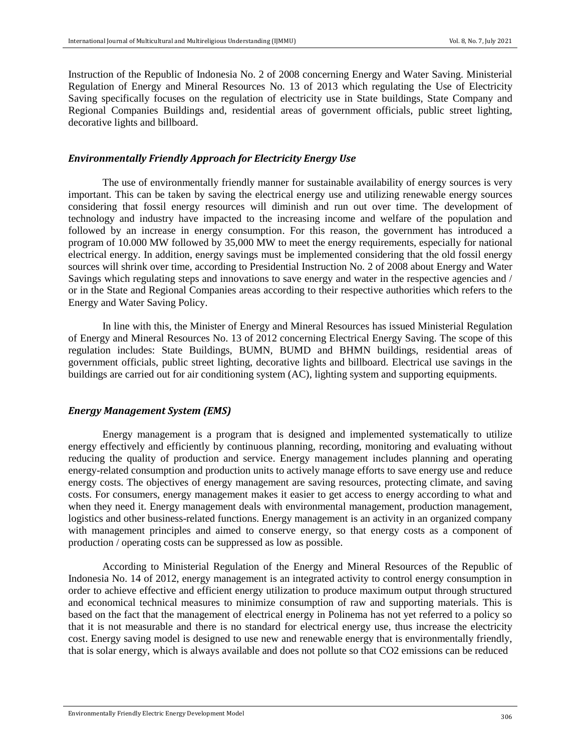Instruction of the Republic of Indonesia No. 2 of 2008 concerning Energy and Water Saving. Ministerial Regulation of Energy and Mineral Resources No. 13 of 2013 which regulating the Use of Electricity Saving specifically focuses on the regulation of electricity use in State buildings, State Company and Regional Companies Buildings and, residential areas of government officials, public street lighting, decorative lights and billboard.

### *Environmentally Friendly Approach for Electricity Energy Use*

The use of environmentally friendly manner for sustainable availability of energy sources is very important. This can be taken by saving the electrical energy use and utilizing renewable energy sources considering that fossil energy resources will diminish and run out over time. The development of technology and industry have impacted to the increasing income and welfare of the population and followed by an increase in energy consumption. For this reason, the government has introduced a program of 10.000 MW followed by 35,000 MW to meet the energy requirements, especially for national electrical energy. In addition, energy savings must be implemented considering that the old fossil energy sources will shrink over time, according to Presidential Instruction No. 2 of 2008 about Energy and Water Savings which regulating steps and innovations to save energy and water in the respective agencies and / or in the State and Regional Companies areas according to their respective authorities which refers to the Energy and Water Saving Policy.

In line with this, the Minister of Energy and Mineral Resources has issued Ministerial Regulation of Energy and Mineral Resources No. 13 of 2012 concerning Electrical Energy Saving. The scope of this regulation includes: State Buildings, BUMN, BUMD and BHMN buildings, residential areas of government officials, public street lighting, decorative lights and billboard. Electrical use savings in the buildings are carried out for air conditioning system (AC), lighting system and supporting equipments.

### *Energy Management System (EMS)*

Energy management is a program that is designed and implemented systematically to utilize energy effectively and efficiently by continuous planning, recording, monitoring and evaluating without reducing the quality of production and service. Energy management includes planning and operating energy-related consumption and production units to actively manage efforts to save energy use and reduce energy costs. The objectives of energy management are saving resources, protecting climate, and saving costs. For consumers, energy management makes it easier to get access to energy according to what and when they need it. Energy management deals with environmental management, production management, logistics and other business-related functions. Energy management is an activity in an organized company with management principles and aimed to conserve energy, so that energy costs as a component of production / operating costs can be suppressed as low as possible.

According to Ministerial Regulation of the Energy and Mineral Resources of the Republic of Indonesia No. 14 of 2012, energy management is an integrated activity to control energy consumption in order to achieve effective and efficient energy utilization to produce maximum output through structured and economical technical measures to minimize consumption of raw and supporting materials. This is based on the fact that the management of electrical energy in Polinema has not yet referred to a policy so that it is not measurable and there is no standard for electrical energy use, thus increase the electricity cost. Energy saving model is designed to use new and renewable energy that is environmentally friendly, that is solar energy, which is always available and does not pollute so that $CO_2$ emissions can be reduced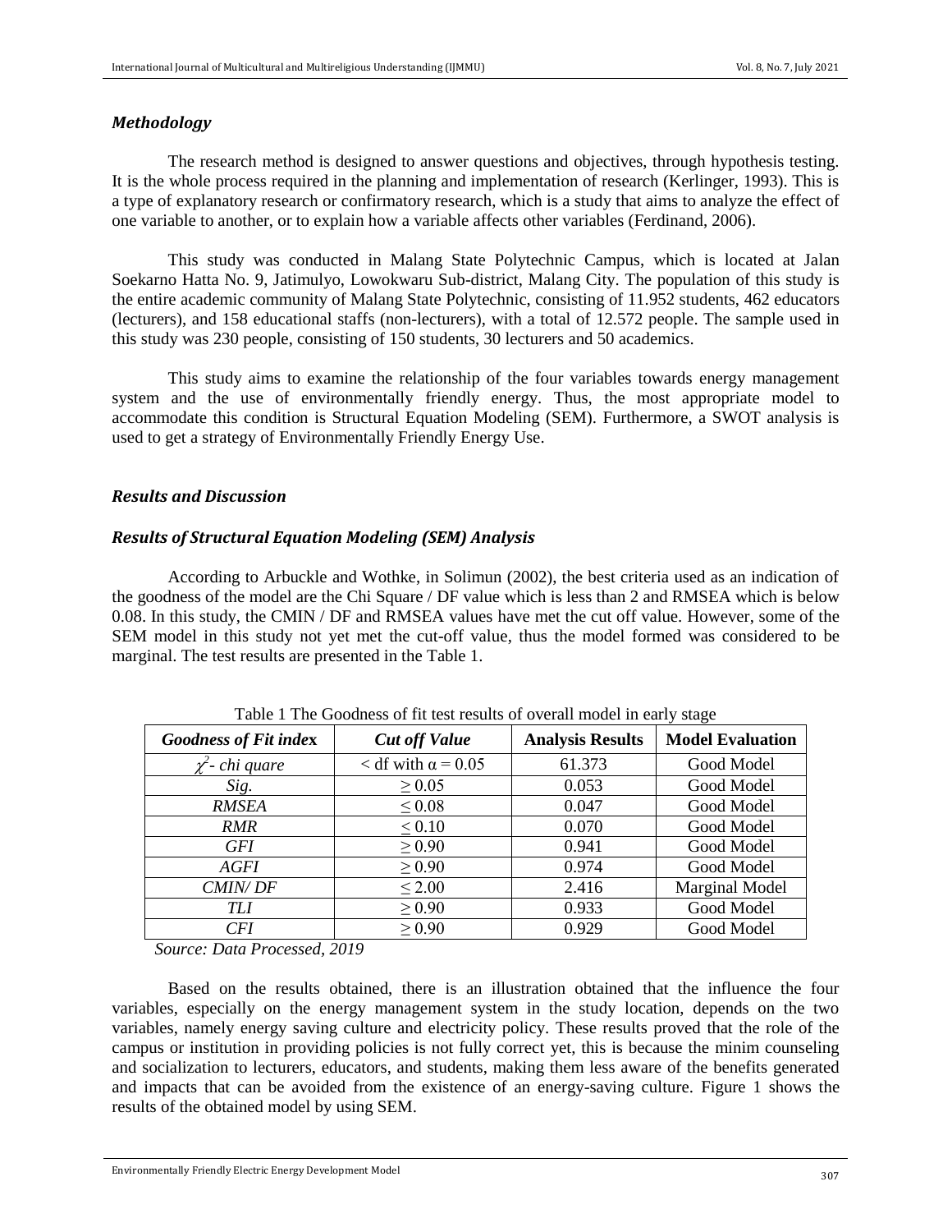### *Methodology*

The research method is designed to answer questions and objectives, through hypothesis testing. It is the whole process required in the planning and implementation of research (Kerlinger, 1993). This is a type of explanatory research or confirmatory research, which is a study that aims to analyze the effect of one variable to another, or to explain how a variable affects other variables (Ferdinand, 2006).

This study was conducted in Malang State Polytechnic Campus, which is located at Jalan Soekarno Hatta No. 9, Jatimulyo, Lowokwaru Sub-district, Malang City. The population of this study is the entire academic community of Malang State Polytechnic, consisting of 11.952 students, 462 educators (lecturers), and 158 educational staffs (non-lecturers), with a total of 12.572 people. The sample used in this study was 230 people, consisting of 150 students, 30 lecturers and 50 academics.

This study aims to examine the relationship of the four variables towards energy management system and the use of environmentally friendly energy. Thus, the most appropriate model to accommodate this condition is Structural Equation Modeling (SEM). Furthermore, a SWOT analysis is used to get a strategy of Environmentally Friendly Energy Use.

### *Results and Discussion*

### *Results of Structural Equation Modeling (SEM) Analysis*

According to Arbuckle and Wothke, in Solimun (2002), the best criteria used as an indication of the goodness of the model are the Chi Square / DF value which is less than 2 and RMSEA which is below 0.08. In this study, the CMIN / DF and RMSEA values have met the cut off value. However, some of the SEM model in this study not yet met the cut-off value, thus the model formed was considered to be marginal. The test results are presented in the Table 1.

Table 1 The Goodness of fit test results of overall model in early stage

| *Goodness of Fit index* | *Cut off Value* | **Analysis Results** | **Model Evaluation** |
|---|---|---|---|
| $\chi^2$- *chi quare* | < df with $\alpha = 0.05$ | 61.373 | Good Model |
| *Sig.* | $\geq 0.05$ | 0.053 | Good Model |
| *RMSEA* | $\leq 0.08$ | 0.047 | Good Model |
| *RMR* | $\leq 0.10$ | 0.070 | Good Model |
| *GFI* | $\geq 0.90$ | 0.941 | Good Model |
| *AGFI* | $\geq 0.90$ | 0.974 | Good Model |
| *CMIN/ DF* | $\leq 2.00$ | 2.416 | Marginal Model |
| *TLI* | $\geq 0.90$ | 0.933 | Good Model |
| *CFI* | $\geq 0.90$ | 0.929 | Good Model |

*Source: Data Processed, 2019*

Based on the results obtained, there is an illustration obtained that the influence the four variables, especially on the energy management system in the study location, depends on the two variables, namely energy saving culture and electricity policy. These results proved that the role of the campus or institution in providing policies is not fully correct yet, this is because the minim counseling and socialization to lecturers, educators, and students, making them less aware of the benefits generated and impacts that can be avoided from the existence of an energy-saving culture. Figure 1 shows the results of the obtained model by using SEM.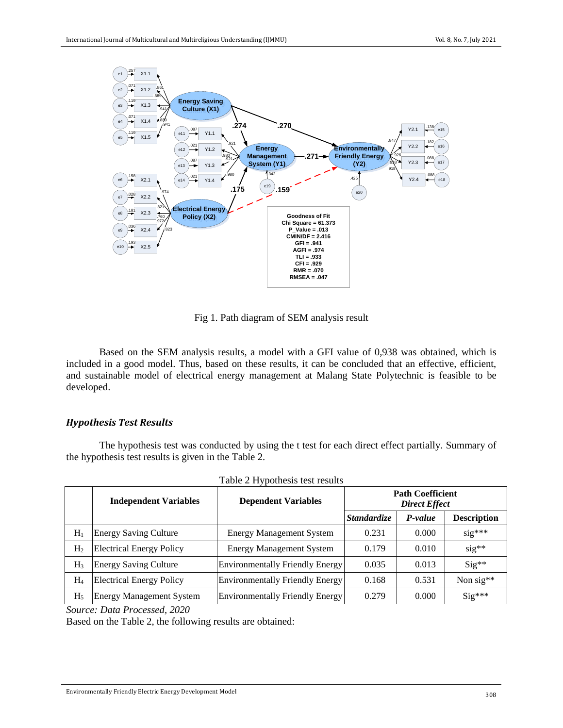Fig 1. Path diagram of SEM analysis result

Based on the SEM analysis results, a model with a GFI value of 0,938 was obtained, which is included in a good model. Thus, based on these results, it can be concluded that an effective, efficient, and sustainable model of electrical energy management at Malang State Polytechnic is feasible to be developed.

### *Hypothesis Test Results*

The hypothesis test was conducted by using the t test for each direct effect partially. Summary of the hypothesis test results is given in the Table 2.

Table 2 Hypothesis test results

| | Independent Variables | Dependent Variables | Path Coefficient *Direct Effect* | | |
|---|---|---|---|---|---|
| | | | *Standardize* | *P-value* | Description |
| $H_1$ | Energy Saving Culture | Energy Management System | 0.231 | 0.000 | sig*** |
| $H_2$ | Electrical Energy Policy | Energy Management System | 0.179 | 0.010 | sig** |
| $H_3$ | Energy Saving Culture | Environmentally Friendly Energy | 0.035 | 0.013 | Sig** |
| $H_4$ | Electrical Energy Policy | Environmentally Friendly Energy | 0.168 | 0.531 | Non sig** |
| $H_5$ | Energy Management System | Environmentally Friendly Energy | 0.279 | 0.000 | Sig*** |

*Source: Data Processed, 2020*

Based on the Table 2, the following results are obtained: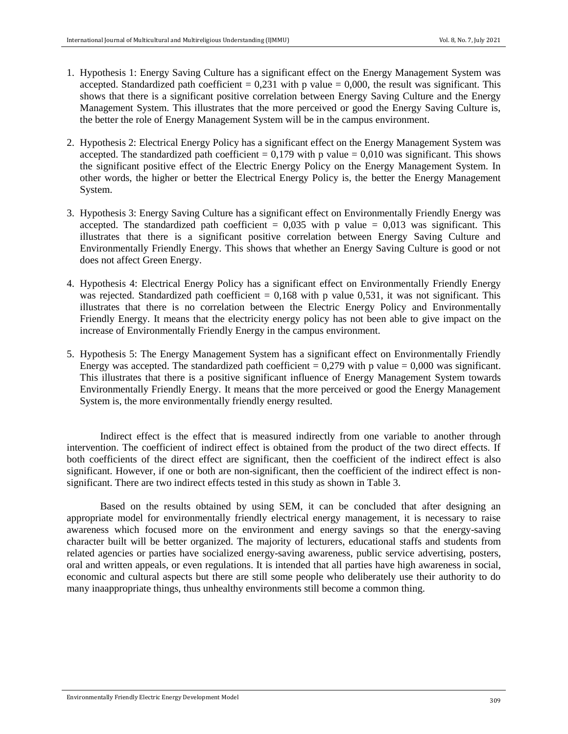1. Hypothesis 1: Energy Saving Culture has a significant effect on the Energy Management System was accepted. Standardized path coefficient = 0,231 with p value = 0,000, the result was significant. This shows that there is a significant positive correlation between Energy Saving Culture and the Energy Management System. This illustrates that the more perceived or good the Energy Saving Culture is, the better the role of Energy Management System will be in the campus environment.

2. Hypothesis 2: Electrical Energy Policy has a significant effect on the Energy Management System was accepted. The standardized path coefficient = 0,179 with p value = 0,010 was significant. This shows the significant positive effect of the Electric Energy Policy on the Energy Management System. In other words, the higher or better the Electrical Energy Policy is, the better the Energy Management System.

3. Hypothesis 3: Energy Saving Culture has a significant effect on Environmentally Friendly Energy was accepted. The standardized path coefficient = 0,035 with p value = 0,013 was significant. This illustrates that there is a significant positive correlation between Energy Saving Culture and Environmentally Friendly Energy. This shows that whether an Energy Saving Culture is good or not does not affect Green Energy.

4. Hypothesis 4: Electrical Energy Policy has a significant effect on Environmentally Friendly Energy was rejected. Standardized path coefficient = 0,168 with p value 0,531, it was not significant. This illustrates that there is no correlation between the Electric Energy Policy and Environmentally Friendly Energy. It means that the electricity energy policy has not been able to give impact on the increase of Environmentally Friendly Energy in the campus environment.

5. Hypothesis 5: The Energy Management System has a significant effect on Environmentally Friendly Energy was accepted. The standardized path coefficient = 0,279 with p value = 0,000 was significant. This illustrates that there is a positive significant influence of Energy Management System towards Environmentally Friendly Energy. It means that the more perceived or good the Energy Management System is, the more environmentally friendly energy resulted.

Indirect effect is the effect that is measured indirectly from one variable to another through intervention. The coefficient of indirect effect is obtained from the product of the two direct effects. If both coefficients of the direct effect are significant, then the coefficient of the indirect effect is also significant. However, if one or both are non-significant, then the coefficient of the indirect effect is non-significant. There are two indirect effects tested in this study as shown in Table 3.

Based on the results obtained by using SEM, it can be concluded that after designing an appropriate model for environmentally friendly electrical energy management, it is necessary to raise awareness which focused more on the environment and energy savings so that the energy-saving character built will be better organized. The majority of lecturers, educational staffs and students from related agencies or parties have socialized energy-saving awareness, public service advertising, posters, oral and written appeals, or even regulations. It is intended that all parties have high awareness in social, economic and cultural aspects but there are still some people who deliberately use their authority to do many inappropriate things, thus unhealthy environments still become a common thing.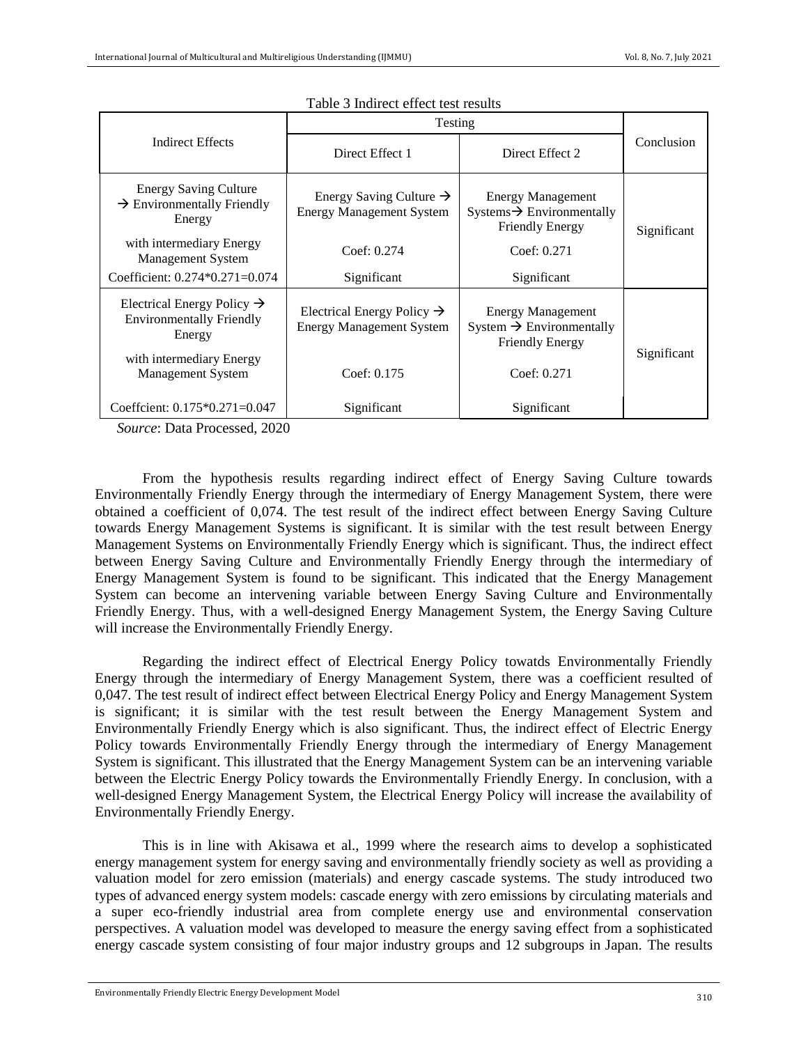Table 3 Indirect effect test results

| Indirect Effects | Testing | | Conclusion |
|---|---|---|---|
| | Direct Effect 1 | Direct Effect 2 | |
| Energy Saving Culture → Environmentally Friendly Energy | Energy Saving Culture → Energy Management System | Energy Management Systems→ Environmentally Friendly Energy | Significant |
| with intermediary Energy Management System | Coef: 0.274 | Coef: 0.271 | |
| Coefficient: 0.274*0.271=0.074 | Significant | Significant | |
| Electrical Energy Policy → Environmentally Friendly Energy | Electrical Energy Policy → Energy Management System | Energy Management System → Environmentally Friendly Energy | Significant |
| with intermediary Energy Management System | Coef: 0.175 | Coef: 0.271 | |
| Coeffcient: 0.175*0.271=0.047 | Significant | Significant | |

*Source*: Data Processed, 2020

From the hypothesis results regarding indirect effect of Energy Saving Culture towards Environmentally Friendly Energy through the intermediary of Energy Management System, there were obtained a coefficient of 0,074. The test result of the indirect effect between Energy Saving Culture towards Energy Management Systems is significant. It is similar with the test result between Energy Management Systems on Environmentally Friendly Energy which is significant. Thus, the indirect effect between Energy Saving Culture and Environmentally Friendly Energy through the intermediary of Energy Management System is found to be significant. This indicated that the Energy Management System can become an intervening variable between Energy Saving Culture and Environmentally Friendly Energy. Thus, with a well-designed Energy Management System, the Energy Saving Culture will increase the Environmentally Friendly Energy.

Regarding the indirect effect of Electrical Energy Policy towatds Environmentally Friendly Energy through the intermediary of Energy Management System, there was a coefficient resulted of 0,047. The test result of indirect effect between Electrical Energy Policy and Energy Management System is significant; it is similar with the test result between the Energy Management System and Environmentally Friendly Energy which is also significant. Thus, the indirect effect of Electric Energy Policy towards Environmentally Friendly Energy through the intermediary of Energy Management System is significant. This illustrated that the Energy Management System can be an intervening variable between the Electric Energy Policy towards the Environmentally Friendly Energy. In conclusion, with a well-designed Energy Management System, the Electrical Energy Policy will increase the availability of Environmentally Friendly Energy.

This is in line with Akisawa et al., 1999 where the research aims to develop a sophisticated energy management system for energy saving and environmentally friendly society as well as providing a valuation model for zero emission (materials) and energy cascade systems. The study introduced two types of advanced energy system models: cascade energy with zero emissions by circulating materials and a super eco-friendly industrial area from complete energy use and environmental conservation perspectives. A valuation model was developed to measure the energy saving effect from a sophisticated energy cascade system consisting of four major industry groups and 12 subgroups in Japan. The results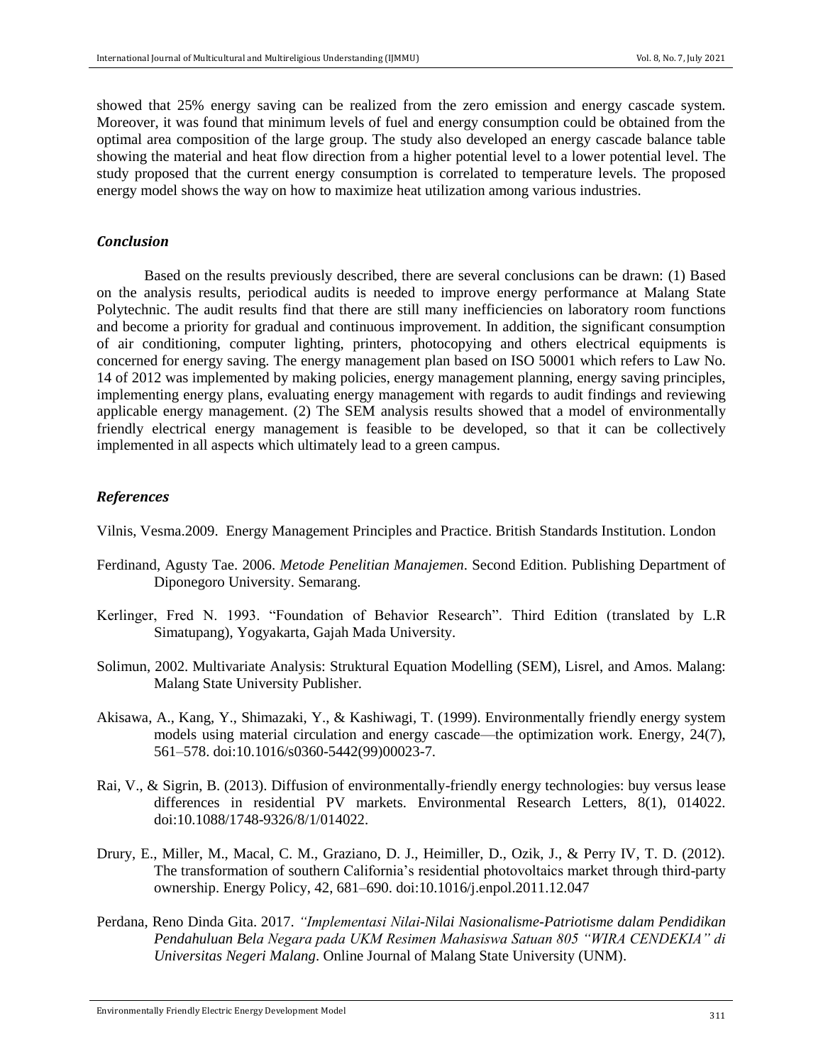showed that 25% energy saving can be realized from the zero emission and energy cascade system. Moreover, it was found that minimum levels of fuel and energy consumption could be obtained from the optimal area composition of the large group. The study also developed an energy cascade balance table showing the material and heat flow direction from a higher potential level to a lower potential level. The study proposed that the current energy consumption is correlated to temperature levels. The proposed energy model shows the way on how to maximize heat utilization among various industries.

### *Conclusion*

Based on the results previously described, there are several conclusions can be drawn: (1) Based on the analysis results, periodical audits is needed to improve energy performance at Malang State Polytechnic. The audit results find that there are still many inefficiencies on laboratory room functions and become a priority for gradual and continuous improvement. In addition, the significant consumption of air conditioning, computer lighting, printers, photocopying and others electrical equipments is concerned for energy saving. The energy management plan based on ISO 50001 which refers to Law No. 14 of 2012 was implemented by making policies, energy management planning, energy saving principles, implementing energy plans, evaluating energy management with regards to audit findings and reviewing applicable energy management. (2) The SEM analysis results showed that a model of environmentally friendly electrical energy management is feasible to be developed, so that it can be collectively implemented in all aspects which ultimately lead to a green campus.

### *References*

Vilnis, Vesma.2009. Energy Management Principles and Practice. British Standards Institution. London

Ferdinand, Agusty Tae. 2006. *Metode Penelitian Manajemen*. Second Edition. Publishing Department of Diponegoro University. Semarang.

Kerlinger, Fred N. 1993. "Foundation of Behavior Research". Third Edition (translated by L.R Simatupang), Yogyakarta, Gajah Mada University.

Solimun, 2002. Multivariate Analysis: Struktural Equation Modelling (SEM), Lisrel, and Amos. Malang: Malang State University Publisher.

Akisawa, A., Kang, Y., Shimazaki, Y., & Kashiwagi, T. (1999). Environmentally friendly energy system models using material circulation and energy cascade—the optimization work. Energy, 24(7), 561–578. doi:10.1016/s0360-5442(99)00023-7.

Rai, V., & Sigrin, B. (2013). Diffusion of environmentally-friendly energy technologies: buy versus lease differences in residential PV markets. Environmental Research Letters, 8(1), 014022. doi:10.1088/1748-9326/8/1/014022.

Drury, E., Miller, M., Macal, C. M., Graziano, D. J., Heimiller, D., Ozik, J., & Perry IV, T. D. (2012). The transformation of southern California's residential photovoltaics market through third-party ownership. Energy Policy, 42, 681–690. doi:10.1016/j.enpol.2011.12.047

Perdana, Reno Dinda Gita. 2017. *"Implementasi Nilai-Nilai Nasionalisme-Patriotisme dalam Pendidikan Pendahuluan Bela Negara pada UKM Resimen Mahasiswa Satuan 805 "WIRA CENDEKIA" di Universitas Negeri Malang*. Online Journal of Malang State University (UNM).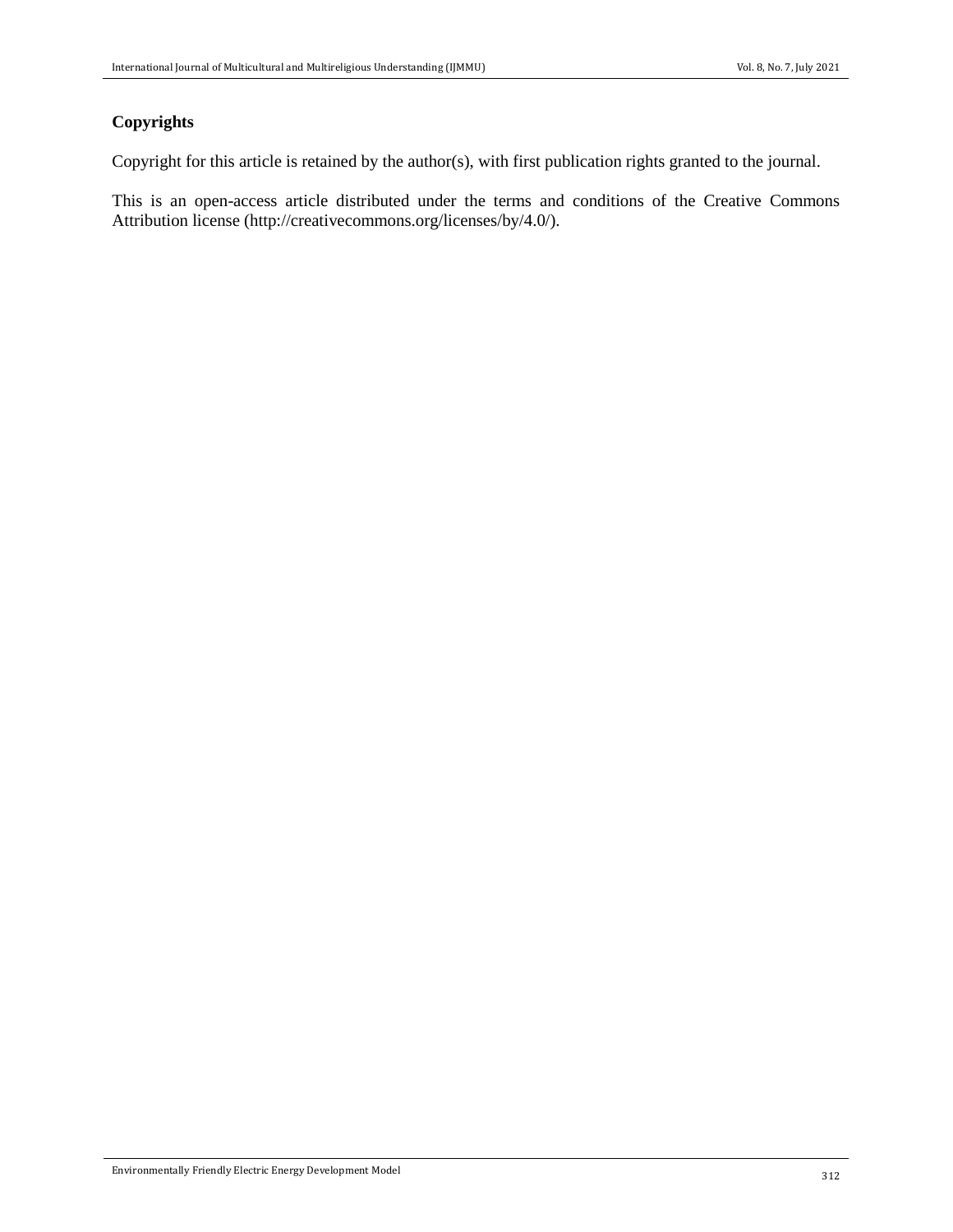## Copyrights

Copyright for this article is retained by the author(s), with first publication rights granted to the journal.

This is an open-access article distributed under the terms and conditions of the Creative Commons Attribution license (http://creativecommons.org/licenses/by/4.0/).